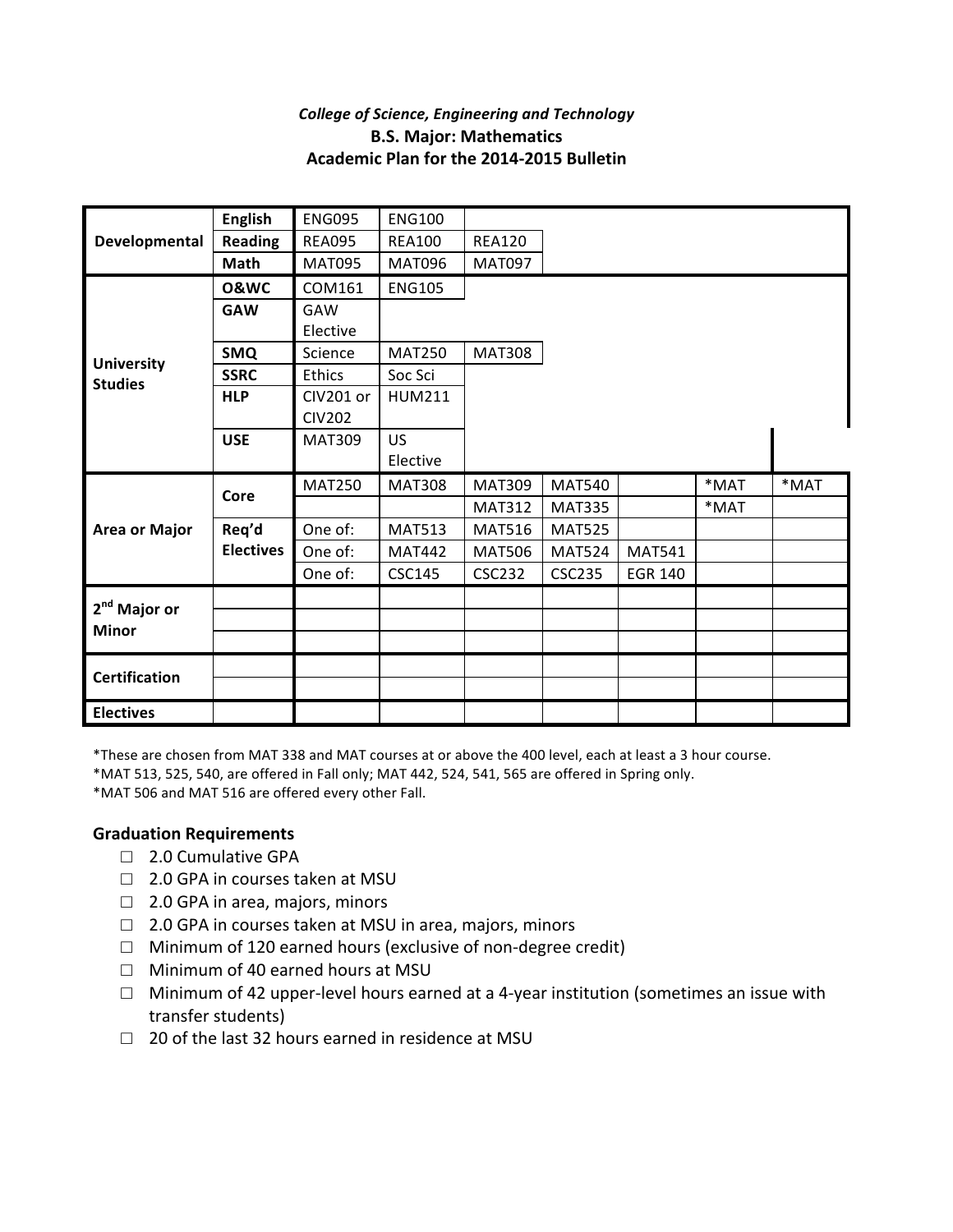*College of Science, Engineering and Technology*

**B.S. Major: Mathematics**

**Academic Plan for the 2014-2015 Bulletin**

| | | | | | | | | |
|---|---|---|---|---|---|---|---|---|
| **Developmental** | **English** | ENG095 | ENG100 | | | | | |
| | **Reading** | REA095 | REA100 | REA120 | | | | |
| | **Math** | MAT095 | MAT096 | MAT097 | | | | |
| **University Studies** | **O&WC** | COM161 | ENG105 | | | | | |
| | **GAW** | GAW Elective | | | | | | |
| | **SMQ** | Science | MAT250 | MAT308 | | | | |
| | **SSRC** | Ethics | Soc Sci | | | | | |
| | **HLP** | CIV201 or CIV202 | HUM211 | | | | | |
| | **USE** | MAT309 | US Elective | | | | | |
| **Area or Major** | **Core** | MAT250 | MAT308 | MAT309 | MAT540 | | *MAT | *MAT |
| | | | | MAT312 | MAT335 | | *MAT | |
| | **Req'd Electives** | One of: | MAT513 | MAT516 | MAT525 | | | |
| | | One of: | MAT442 | MAT506 | MAT524 | MAT541 | | |
| | | One of: | CSC145 | CSC232 | CSC235 | EGR 140 | | |
| **2nd Major or Minor** | | | | | | | | |
| | | | | | | | | |
| | | | | | | | | |
| **Certification** | | | | | | | | |
| | | | | | | | | |
| **Electives** | | | | | | | | |

*These are chosen from MAT 338 and MAT courses at or above the 400 level, each at least a 3 hour course.

*MAT 513, 525, 540, are offered in Fall only; MAT 442, 524, 541, 565 are offered in Spring only.

*MAT 506 and MAT 516 are offered every other Fall.

### Graduation Requirements

- ☐ 2.0 Cumulative GPA
- ☐ 2.0 GPA in courses taken at MSU
- ☐ 2.0 GPA in area, majors, minors
- ☐ 2.0 GPA in courses taken at MSU in area, majors, minors
- ☐ Minimum of 120 earned hours (exclusive of non-degree credit)
- ☐ Minimum of 40 earned hours at MSU
- ☐ Minimum of 42 upper-level hours earned at a 4-year institution (sometimes an issue with transfer students)
- ☐ 20 of the last 32 hours earned in residence at MSU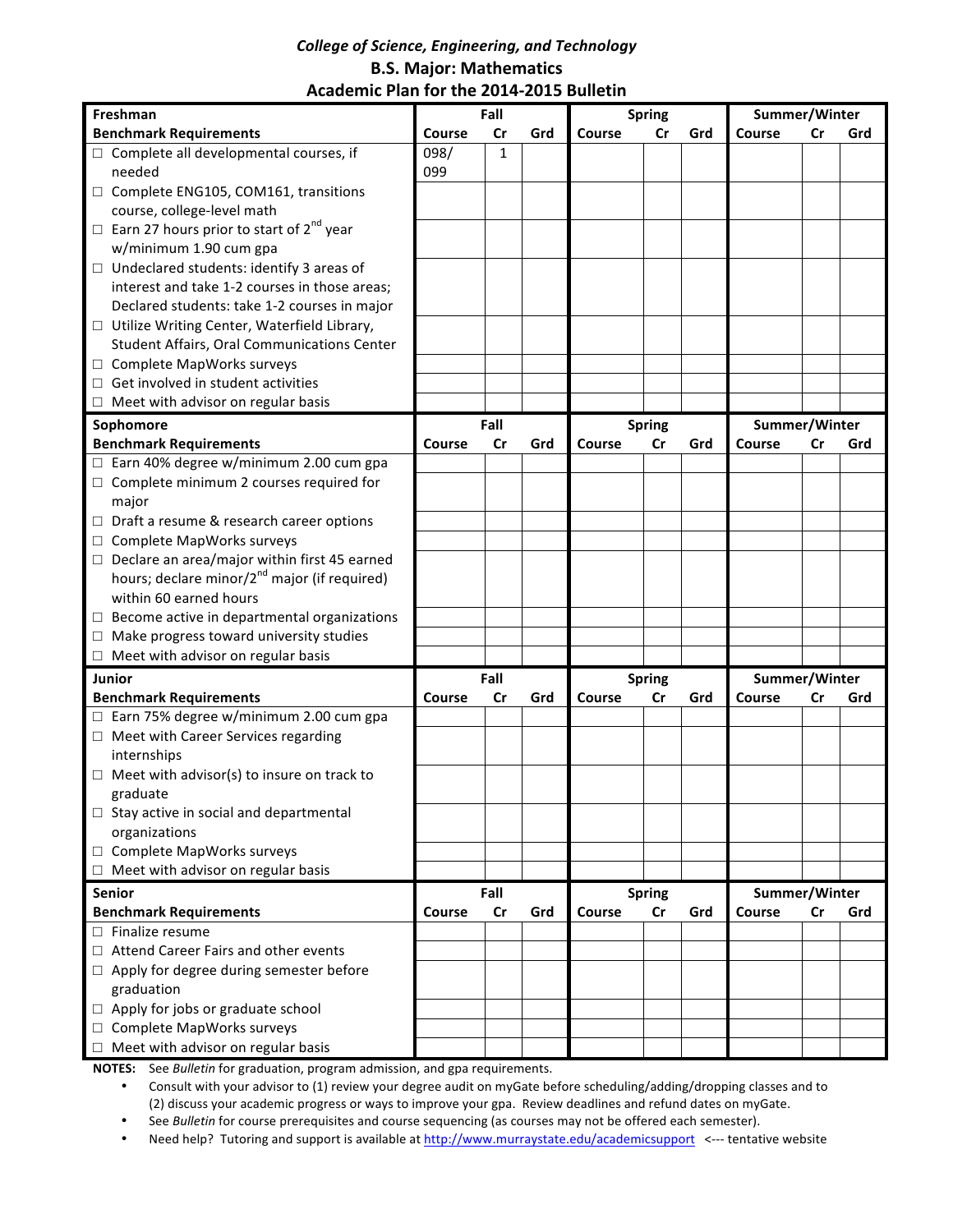*College of Science, Engineering, and Technology*

**B.S. Major: Mathematics**

**Academic Plan for the 2014-2015 Bulletin**

| Freshman | Fall | | | Spring | | | Summer/Winter | | |
|---|---|---|---|---|---|---|---|---|---|
| **Benchmark Requirements** | **Course** | **Cr** | **Grd** | **Course** | **Cr** | **Grd** | **Course** | **Cr** | **Grd** |
| ☐ Complete all developmental courses, if needed | 098/ 099 | 1 | | | | | | | |
| ☐ Complete ENG105, COM161, transitions course, college-level math | | | | | | | | | |
| ☐ Earn 27 hours prior to start of 2nd year w/minimum 1.90 cum gpa | | | | | | | | | |
| ☐ Undeclared students: identify 3 areas of interest and take 1-2 courses in those areas; Declared students: take 1-2 courses in major | | | | | | | | | |
| ☐ Utilize Writing Center, Waterfield Library, Student Affairs, Oral Communications Center | | | | | | | | | |
| ☐ Complete MapWorks surveys | | | | | | | | | |
| ☐ Get involved in student activities | | | | | | | | | |
| ☐ Meet with advisor on regular basis | | | | | | | | | |

| Sophomore | Fall | | | Spring | | | Summer/Winter | | |
|---|---|---|---|---|---|---|---|---|---|
| **Benchmark Requirements** | **Course** | **Cr** | **Grd** | **Course** | **Cr** | **Grd** | **Course** | **Cr** | **Grd** |
| ☐ Earn 40% degree w/minimum 2.00 cum gpa | | | | | | | | | |
| ☐ Complete minimum 2 courses required for major | | | | | | | | | |
| ☐ Draft a resume & research career options | | | | | | | | | |
| ☐ Complete MapWorks surveys | | | | | | | | | |
| ☐ Declare an area/major within first 45 earned hours; declare minor/2nd major (if required) within 60 earned hours | | | | | | | | | |
| ☐ Become active in departmental organizations | | | | | | | | | |
| ☐ Make progress toward university studies | | | | | | | | | |
| ☐ Meet with advisor on regular basis | | | | | | | | | |

| Junior | Fall | | | Spring | | | Summer/Winter | | |
|---|---|---|---|---|---|---|---|---|---|
| **Benchmark Requirements** | **Course** | **Cr** | **Grd** | **Course** | **Cr** | **Grd** | **Course** | **Cr** | **Grd** |
| ☐ Earn 75% degree w/minimum 2.00 cum gpa | | | | | | | | | |
| ☐ Meet with Career Services regarding internships | | | | | | | | | |
| ☐ Meet with advisor(s) to insure on track to graduate | | | | | | | | | |
| ☐ Stay active in social and departmental organizations | | | | | | | | | |
| ☐ Complete MapWorks surveys | | | | | | | | | |
| ☐ Meet with advisor on regular basis | | | | | | | | | |

| Senior | Fall | | | Spring | | | Summer/Winter | | |
|---|---|---|---|---|---|---|---|---|---|
| **Benchmark Requirements** | **Course** | **Cr** | **Grd** | **Course** | **Cr** | **Grd** | **Course** | **Cr** | **Grd** |
| ☐ Finalize resume | | | | | | | | | |
| ☐ Attend Career Fairs and other events | | | | | | | | | |
| ☐ Apply for degree during semester before graduation | | | | | | | | | |
| ☐ Apply for jobs or graduate school | | | | | | | | | |
| ☐ Complete MapWorks surveys | | | | | | | | | |
| ☐ Meet with advisor on regular basis | | | | | | | | | |

**NOTES:** See *Bulletin* for graduation, program admission, and gpa requirements.

- Consult with your advisor to (1) review your degree audit on myGate before scheduling/adding/dropping classes and to (2) discuss your academic progress or ways to improve your gpa. Review deadlines and refund dates on myGate.
- See *Bulletin* for course prerequisites and course sequencing (as courses may not be offered each semester).
- Need help? Tutoring and support is available at http://www.murraystate.edu/academicsupport <--- tentative website